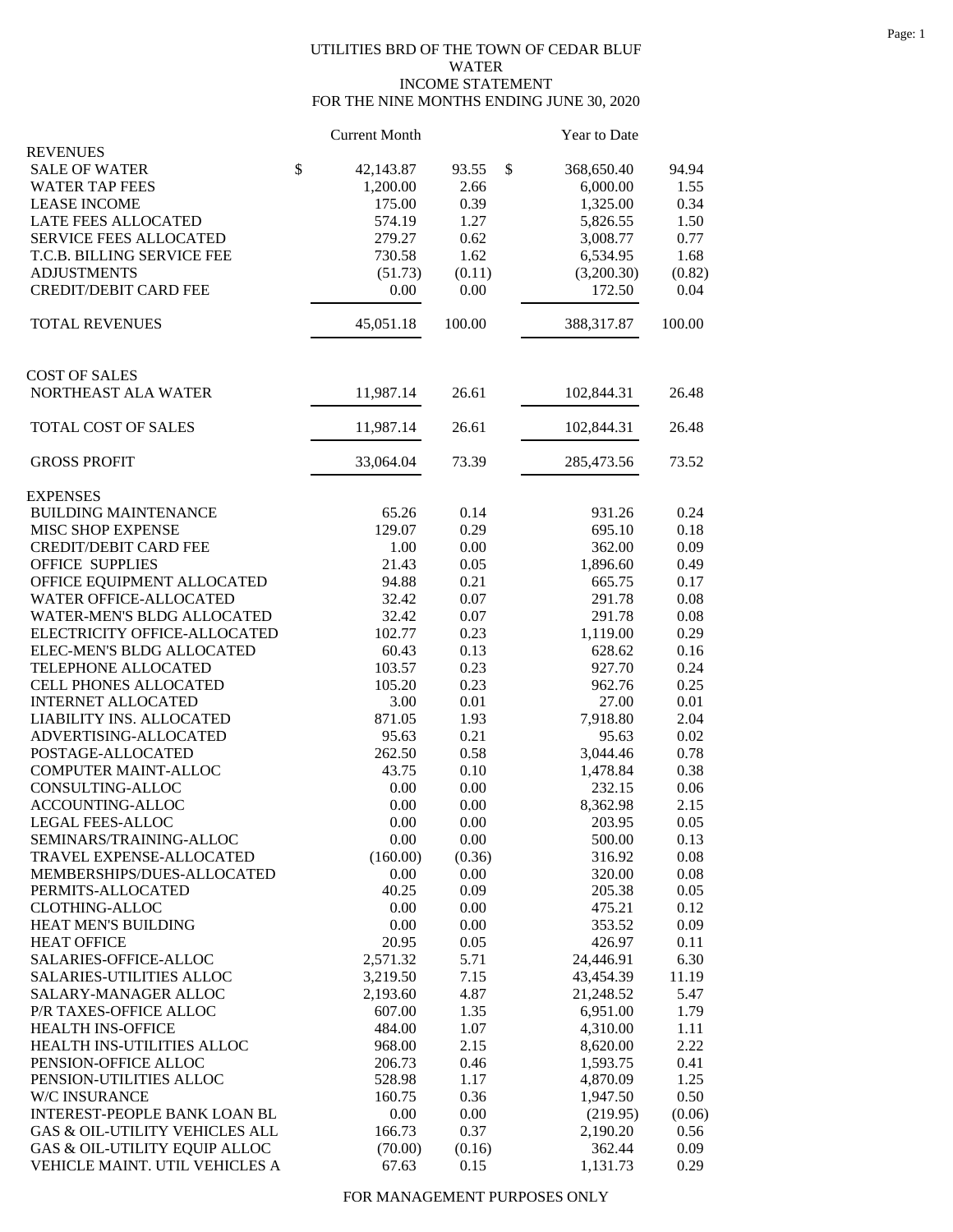UTILITIES BRD OF THE TOWN OF CEDAR BLUF
WATER
INCOME STATEMENT
FOR THE NINE MONTHS ENDING JUNE 30, 2020

| | Current Month | | Year to Date | |
|---|---|---|---|---|
| **REVENUES** | | | | |
| SALE OF WATER | $ 42,143.87 | 93.55 | $ 368,650.40 | 94.94 |
| WATER TAP FEES | 1,200.00 | 2.66 | 6,000.00 | 1.55 |
| LEASE INCOME | 175.00 | 0.39 | 1,325.00 | 0.34 |
| LATE FEES ALLOCATED | 574.19 | 1.27 | 5,826.55 | 1.50 |
| SERVICE FEES ALLOCATED | 279.27 | 0.62 | 3,008.77 | 0.77 |
| T.C.B. BILLING SERVICE FEE | 730.58 | 1.62 | 6,534.95 | 1.68 |
| ADJUSTMENTS | (51.73) | (0.11) | (3,200.30) | (0.82) |
| CREDIT/DEBIT CARD FEE | 0.00 | 0.00 | 172.50 | 0.04 |
| TOTAL REVENUES | 45,051.18 | 100.00 | 388,317.87 | 100.00 |
| **COST OF SALES** | | | | |
| NORTHEAST ALA WATER | 11,987.14 | 26.61 | 102,844.31 | 26.48 |
| TOTAL COST OF SALES | 11,987.14 | 26.61 | 102,844.31 | 26.48 |
| GROSS PROFIT | 33,064.04 | 73.39 | 285,473.56 | 73.52 |
| **EXPENSES** | | | | |
| BUILDING MAINTENANCE | 65.26 | 0.14 | 931.26 | 0.24 |
| MISC SHOP EXPENSE | 129.07 | 0.29 | 695.10 | 0.18 |
| CREDIT/DEBIT CARD FEE | 1.00 | 0.00 | 362.00 | 0.09 |
| OFFICE SUPPLIES | 21.43 | 0.05 | 1,896.60 | 0.49 |
| OFFICE EQUIPMENT ALLOCATED | 94.88 | 0.21 | 665.75 | 0.17 |
| WATER OFFICE-ALLOCATED | 32.42 | 0.07 | 291.78 | 0.08 |
| WATER-MEN'S BLDG ALLOCATED | 32.42 | 0.07 | 291.78 | 0.08 |
| ELECTRICITY OFFICE-ALLOCATED | 102.77 | 0.23 | 1,119.00 | 0.29 |
| ELEC-MEN'S BLDG ALLOCATED | 60.43 | 0.13 | 628.62 | 0.16 |
| TELEPHONE ALLOCATED | 103.57 | 0.23 | 927.70 | 0.24 |
| CELL PHONES ALLOCATED | 105.20 | 0.23 | 962.76 | 0.25 |
| INTERNET ALLOCATED | 3.00 | 0.01 | 27.00 | 0.01 |
| LIABILITY INS. ALLOCATED | 871.05 | 1.93 | 7,918.80 | 2.04 |
| ADVERTISING-ALLOCATED | 95.63 | 0.21 | 95.63 | 0.02 |
| POSTAGE-ALLOCATED | 262.50 | 0.58 | 3,044.46 | 0.78 |
| COMPUTER MAINT-ALLOC | 43.75 | 0.10 | 1,478.84 | 0.38 |
| CONSULTING-ALLOC | 0.00 | 0.00 | 232.15 | 0.06 |
| ACCOUNTING-ALLOC | 0.00 | 0.00 | 8,362.98 | 2.15 |
| LEGAL FEES-ALLOC | 0.00 | 0.00 | 203.95 | 0.05 |
| SEMINARS/TRAINING-ALLOC | 0.00 | 0.00 | 500.00 | 0.13 |
| TRAVEL EXPENSE-ALLOCATED | (160.00) | (0.36) | 316.92 | 0.08 |
| MEMBERSHIPS/DUES-ALLOCATED | 0.00 | 0.00 | 320.00 | 0.08 |
| PERMITS-ALLOCATED | 40.25 | 0.09 | 205.38 | 0.05 |
| CLOTHING-ALLOC | 0.00 | 0.00 | 475.21 | 0.12 |
| HEAT MEN'S BUILDING | 0.00 | 0.00 | 353.52 | 0.09 |
| HEAT OFFICE | 20.95 | 0.05 | 426.97 | 0.11 |
| SALARIES-OFFICE-ALLOC | 2,571.32 | 5.71 | 24,446.91 | 6.30 |
| SALARIES-UTILITIES ALLOC | 3,219.50 | 7.15 | 43,454.39 | 11.19 |
| SALARY-MANAGER ALLOC | 2,193.60 | 4.87 | 21,248.52 | 5.47 |
| P/R TAXES-OFFICE ALLOC | 607.00 | 1.35 | 6,951.00 | 1.79 |
| HEALTH INS-OFFICE | 484.00 | 1.07 | 4,310.00 | 1.11 |
| HEALTH INS-UTILITIES ALLOC | 968.00 | 2.15 | 8,620.00 | 2.22 |
| PENSION-OFFICE ALLOC | 206.73 | 0.46 | 1,593.75 | 0.41 |
| PENSION-UTILITIES ALLOC | 528.98 | 1.17 | 4,870.09 | 1.25 |
| W/C INSURANCE | 160.75 | 0.36 | 1,947.50 | 0.50 |
| INTEREST-PEOPLE BANK LOAN BL | 0.00 | 0.00 | (219.95) | (0.06) |
| GAS & OIL-UTILITY VEHICLES ALL | 166.73 | 0.37 | 2,190.20 | 0.56 |
| GAS & OIL-UTILITY EQUIP ALLOC | (70.00) | (0.16) | 362.44 | 0.09 |
| VEHICLE MAINT. UTIL VEHICLES A | 67.63 | 0.15 | 1,131.73 | 0.29 |

FOR MANAGEMENT PURPOSES ONLY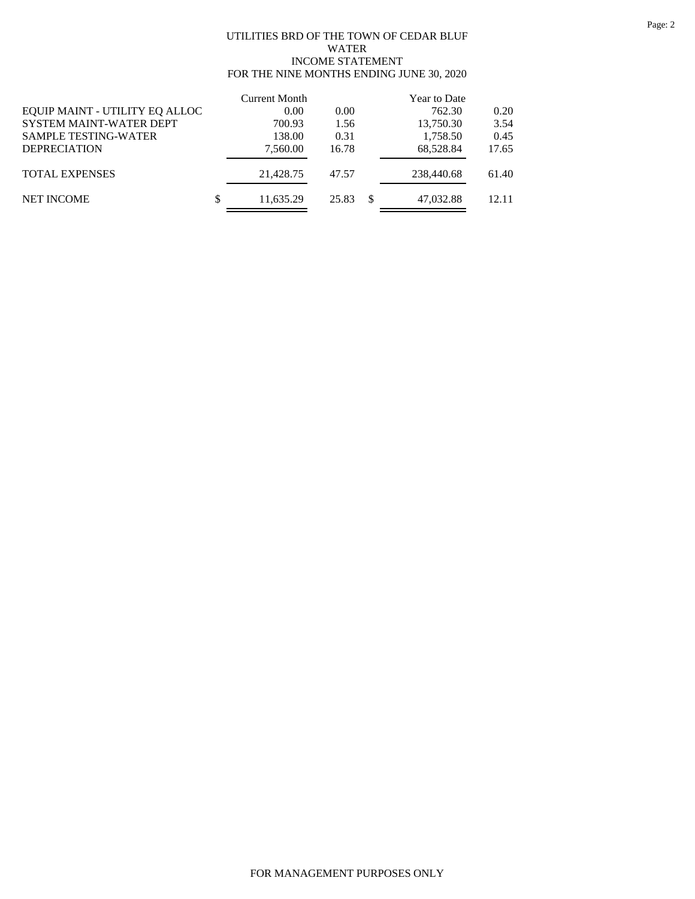UTILITIES BRD OF THE TOWN OF CEDAR BLUF
WATER
INCOME STATEMENT
FOR THE NINE MONTHS ENDING JUNE 30, 2020

| | Current Month | | Year to Date | |
|---|---|---|---|---|
| EQUIP MAINT - UTILITY EQ ALLOC | 0.00 | 0.00 | 762.30 | 0.20 |
| SYSTEM MAINT-WATER DEPT | 700.93 | 1.56 | 13,750.30 | 3.54 |
| SAMPLE TESTING-WATER | 138.00 | 0.31 | 1,758.50 | 0.45 |
| DEPRECIATION | 7,560.00 | 16.78 | 68,528.84 | 17.65 |
| TOTAL EXPENSES | 21,428.75 | 47.57 | 238,440.68 | 61.40 |
| NET INCOME | $ 11,635.29 | 25.83 | $ 47,032.88 | 12.11 |

FOR MANAGEMENT PURPOSES ONLY